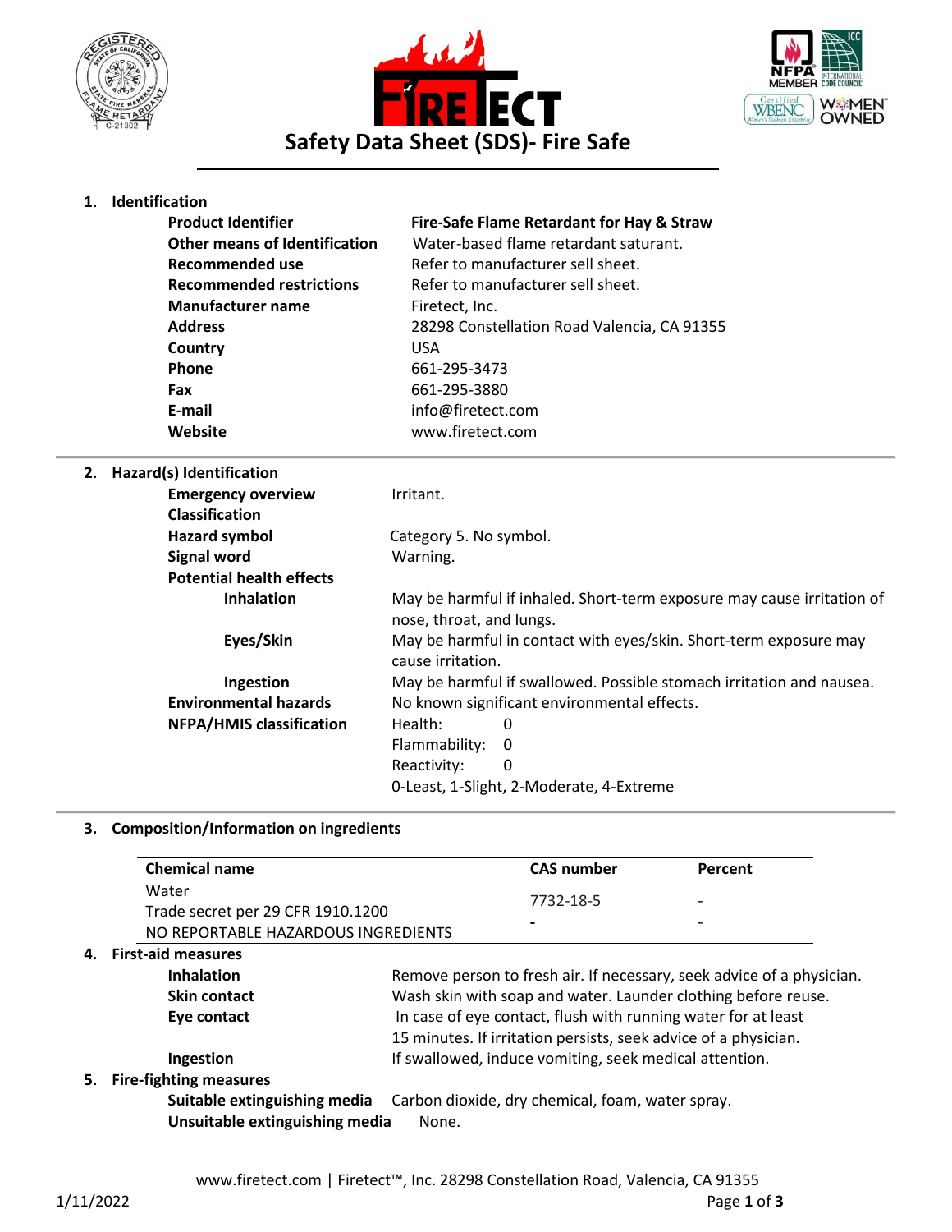# Safety Data Sheet (SDS)- Fire Safe

## 1. Identification

| | |
|---|---|
| **Product Identifier** | **Fire-Safe Flame Retardant for Hay & Straw** |
| **Other means of Identification** | Water-based flame retardant saturant. |
| **Recommended use** | Refer to manufacturer sell sheet. |
| **Recommended restrictions** | Refer to manufacturer sell sheet. |
| **Manufacturer name** | Firetect, Inc. |
| **Address** | 28298 Constellation Road Valencia, CA 91355 |
| **Country** | USA |
| **Phone** | 661-295-3473 |
| **Fax** | 661-295-3880 |
| **E-mail** | info@firetect.com |
| **Website** | www.firetect.com |

## 2. Hazard(s) Identification

| | |
|---|---|
| **Emergency overview** | Irritant. |
| **Classification** | |
| **Hazard symbol** | Category 5. No symbol. |
| **Signal word** | Warning. |
| **Potential health effects** | |
| **Inhalation** | May be harmful if inhaled. Short-term exposure may cause irritation of nose, throat, and lungs. |
| **Eyes/Skin** | May be harmful in contact with eyes/skin. Short-term exposure may cause irritation. |
| **Ingestion** | May be harmful if swallowed. Possible stomach irritation and nausea. |
| **Environmental hazards** | No known significant environmental effects. |
| **NFPA/HMIS classification** | Health: 0<br>Flammability: 0<br>Reactivity: 0<br>0-Least, 1-Slight, 2-Moderate, 4-Extreme |

## 3. Composition/Information on ingredients

| Chemical name | CAS number | Percent |
|---|---|---|
| Water | 7732-18-5 | - |
| Trade secret per 29 CFR 1910.1200 | - | - |
| NO REPORTABLE HAZARDOUS INGREDIENTS | | |

## 4. First-aid measures

| | |
|---|---|
| **Inhalation** | Remove person to fresh air. If necessary, seek advice of a physician. |
| **Skin contact** | Wash skin with soap and water. Launder clothing before reuse. |
| **Eye contact** | In case of eye contact, flush with running water for at least 15 minutes. If irritation persists, seek advice of a physician. |
| **Ingestion** | If swallowed, induce vomiting, seek medical attention. |

## 5. Fire-fighting measures

| | |
|---|---|
| **Suitable extinguishing media** | Carbon dioxide, dry chemical, foam, water spray. |
| **Unsuitable extinguishing media** | None. |

1/11/2022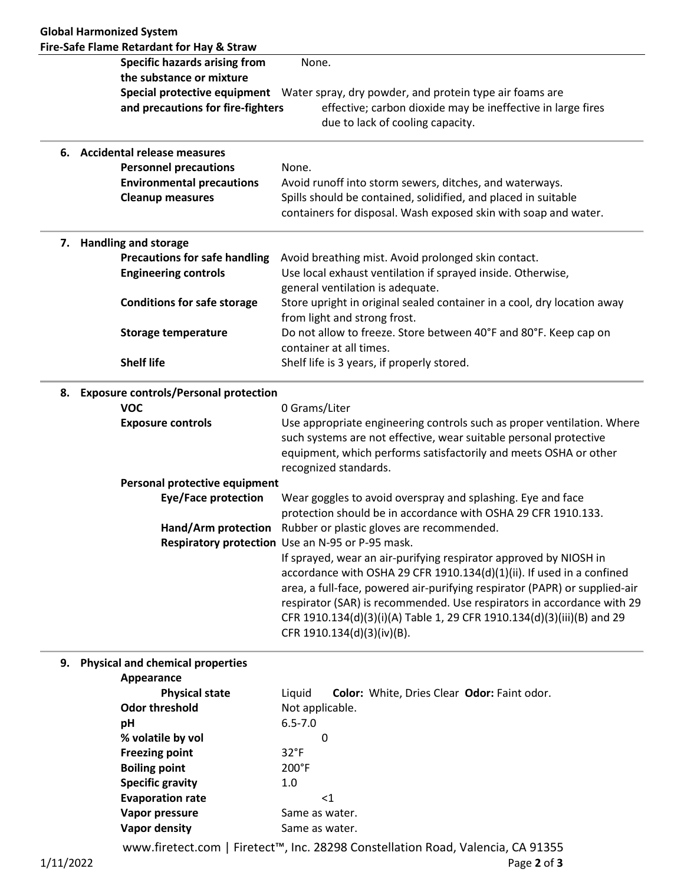| | |
|---|---|
| **Specific hazards arising from the substance or mixture** | None. |
| **Special protective equipment and precautions for fire-fighters** | Water spray, dry powder, and protein type air foams are effective; carbon dioxide may be ineffective in large fires due to lack of cooling capacity. |

## 6. Accidental release measures

| | |
|---|---|
| **Personnel precautions** | None. |
| **Environmental precautions** | Avoid runoff into storm sewers, ditches, and waterways. |
| **Cleanup measures** | Spills should be contained, solidified, and placed in suitable containers for disposal. Wash exposed skin with soap and water. |

## 7. Handling and storage

| | |
|---|---|
| **Precautions for safe handling** | Avoid breathing mist. Avoid prolonged skin contact. |
| **Engineering controls** | Use local exhaust ventilation if sprayed inside. Otherwise, general ventilation is adequate. |
| **Conditions for safe storage** | Store upright in original sealed container in a cool, dry location away from light and strong frost. |
| **Storage temperature** | Do not allow to freeze. Store between 40°F and 80°F. Keep cap on container at all times. |
| **Shelf life** | Shelf life is 3 years, if properly stored. |

## 8. Exposure controls/Personal protection

| | |
|---|---|
| **VOC** | 0 Grams/Liter |
| **Exposure controls** | Use appropriate engineering controls such as proper ventilation. Where such systems are not effective, wear suitable personal protective equipment, which performs satisfactorily and meets OSHA or other recognized standards. |

**Personal protective equipment**

| | |
|---|---|
| **Eye/Face protection** | Wear goggles to avoid overspray and splashing. Eye and face protection should be in accordance with OSHA 29 CFR 1910.133. |
| **Hand/Arm protection** | Rubber or plastic gloves are recommended. |
| **Respiratory protection** | Use an N-95 or P-95 mask.<br>If sprayed, wear an air-purifying respirator approved by NIOSH in accordance with OSHA 29 CFR 1910.134(d)(1)(ii). If used in a confined area, a full-face, powered air-purifying respirator (PAPR) or supplied-air respirator (SAR) is recommended. Use respirators in accordance with 29 CFR 1910.134(d)(3)(i)(A) Table 1, 29 CFR 1910.134(d)(3)(iii)(B) and 29 CFR 1910.134(d)(3)(iv)(B). |

## 9. Physical and chemical properties

**Appearance**

| | |
|---|---|
| **Physical state** | Liquid **Color:** White, Dries Clear **Odor:** Faint odor. |
| **Odor threshold** | Not applicable. |
| **pH** | 6.5-7.0 |
| **% volatile by vol** | 0 |
| **Freezing point** | 32°F |
| **Boiling point** | 200°F |
| **Specific gravity** | 1.0 |
| **Evaporation rate** | <1 |
| **Vapor pressure** | Same as water. |
| **Vapor density** | Same as water. |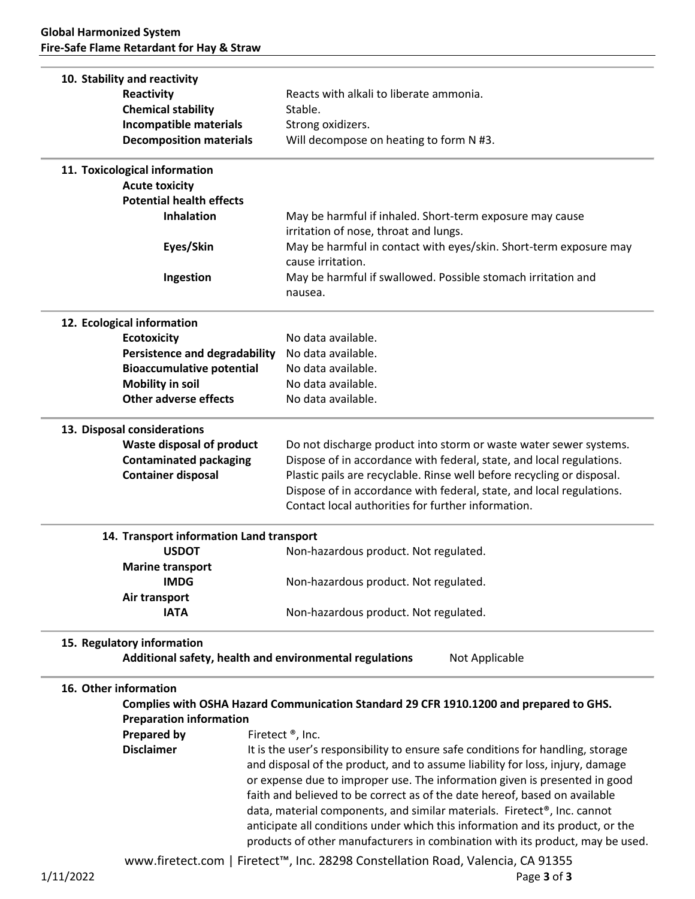## 10. Stability and reactivity

| | |
|---|---|
| **Reactivity** | Reacts with alkali to liberate ammonia. |
| **Chemical stability** | Stable. |
| **Incompatible materials** | Strong oxidizers. |
| **Decomposition materials** | Will decompose on heating to form N #3. |

## 11. Toxicological information

**Acute toxicity**

**Potential health effects**

| | |
|---|---|
| **Inhalation** | May be harmful if inhaled. Short-term exposure may cause irritation of nose, throat and lungs. |
| **Eyes/Skin** | May be harmful in contact with eyes/skin. Short-term exposure may cause irritation. |
| **Ingestion** | May be harmful if swallowed. Possible stomach irritation and nausea. |

## 12. Ecological information

| | |
|---|---|
| **Ecotoxicity** | No data available. |
| **Persistence and degradability** | No data available. |
| **Bioaccumulative potential** | No data available. |
| **Mobility in soil** | No data available. |
| **Other adverse effects** | No data available. |

## 13. Disposal considerations

| | |
|---|---|
| **Waste disposal of product** | Do not discharge product into storm or waste water sewer systems. |
| **Contaminated packaging** | Dispose of in accordance with federal, state, and local regulations. |
| **Container disposal** | Plastic pails are recyclable. Rinse well before recycling or disposal. Dispose of in accordance with federal, state, and local regulations. Contact local authorities for further information. |

## 14. Transport information Land transport

| | |
|---|---|
| **USDOT** | Non-hazardous product. Not regulated. |
| **Marine transport** | |
| **IMDG** | Non-hazardous product. Not regulated. |
| **Air transport** | |
| **IATA** | Non-hazardous product. Not regulated. |

## 15. Regulatory information

**Additional safety, health and environmental regulations** Not Applicable

## 16. Other information

**Complies with OSHA Hazard Communication Standard 29 CFR 1910.1200 and prepared to GHS.**

**Preparation information**

| | |
|---|---|
| **Prepared by** | Firetect ®, Inc. |
| **Disclaimer** | It is the user's responsibility to ensure safe conditions for handling, storage and disposal of the product, and to assume liability for loss, injury, damage or expense due to improper use. The information given is presented in good faith and believed to be correct as of the date hereof, based on available data, material components, and similar materials. Firetect®, Inc. cannot anticipate all conditions under which this information and its product, or the products of other manufacturers in combination with its product, may be used. |

www.firetect.com | Firetect™, Inc. 28298 Constellation Road, Valencia, CA 91355

1/11/2022